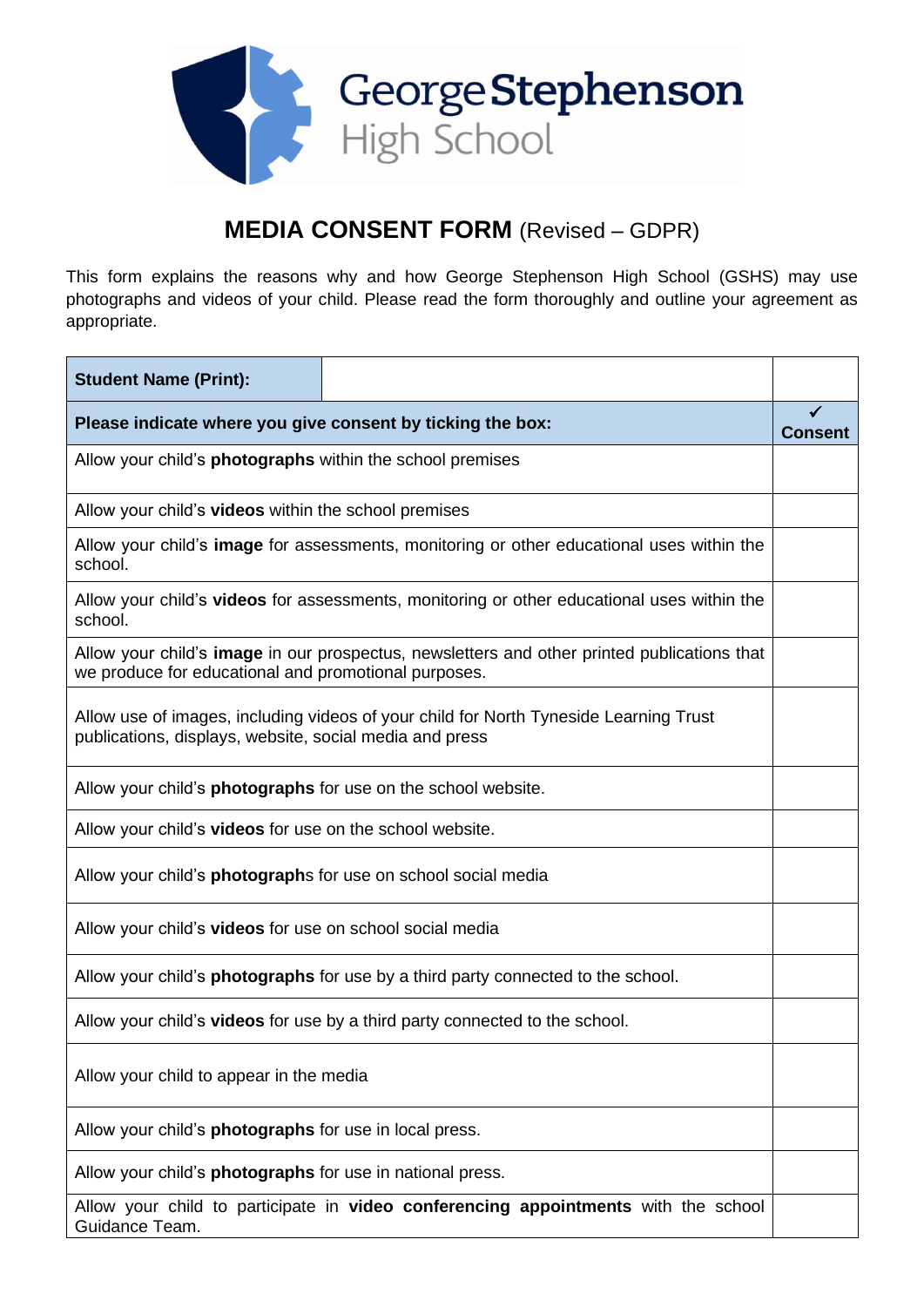George Stephenson High School

# MEDIA CONSENT FORM (Revised – GDPR)

This form explains the reasons why and how George Stephenson High School (GSHS) may use photographs and videos of your child. Please read the form thoroughly and outline your agreement as appropriate.

| **Student Name (Print):** | | |
|---|---|---|
| **Please indicate where you give consent by ticking the box:** | | ✓ **Consent** |
| Allow your child's **photographs** within the school premises | | |
| Allow your child's **videos** within the school premises | | |
| Allow your child's **image** for assessments, monitoring or other educational uses within the school. | | |
| Allow your child's **videos** for assessments, monitoring or other educational uses within the school. | | |
| Allow your child's **image** in our prospectus, newsletters and other printed publications that we produce for educational and promotional purposes. | | |
| Allow use of images, including videos of your child for North Tyneside Learning Trust publications, displays, website, social media and press | | |
| Allow your child's **photographs** for use on the school website. | | |
| Allow your child's **videos** for use on the school website. | | |
| Allow your child's **photograph**s for use on school social media | | |
| Allow your child's **videos** for use on school social media | | |
| Allow your child's **photographs** for use by a third party connected to the school. | | |
| Allow your child's **videos** for use by a third party connected to the school. | | |
| Allow your child to appear in the media | | |
| Allow your child's **photographs** for use in local press. | | |
| Allow your child's **photographs** for use in national press. | | |
| Allow your child to participate in **video conferencing appointments** with the school Guidance Team. | | |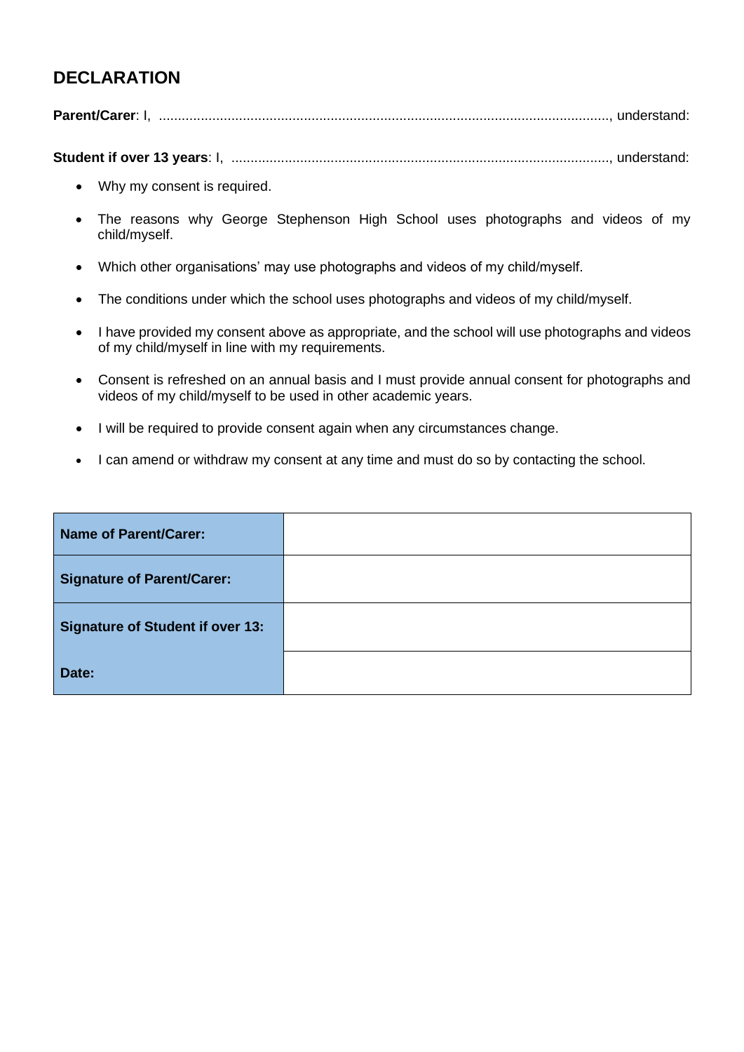## DECLARATION

**Parent/Carer**: I, ......................................................................................................................., understand:

**Student if over 13 years**: I, ..................................................................................................., understand:

- Why my consent is required.
- The reasons why George Stephenson High School uses photographs and videos of my child/myself.
- Which other organisations' may use photographs and videos of my child/myself.
- The conditions under which the school uses photographs and videos of my child/myself.
- I have provided my consent above as appropriate, and the school will use photographs and videos of my child/myself in line with my requirements.
- Consent is refreshed on an annual basis and I must provide annual consent for photographs and videos of my child/myself to be used in other academic years.
- I will be required to provide consent again when any circumstances change.
- I can amend or withdraw my consent at any time and must do so by contacting the school.

| | |
|---|---|
| **Name of Parent/Carer:** | |
| **Signature of Parent/Carer:** | |
| **Signature of Student if over 13:** | |
| **Date:** | |